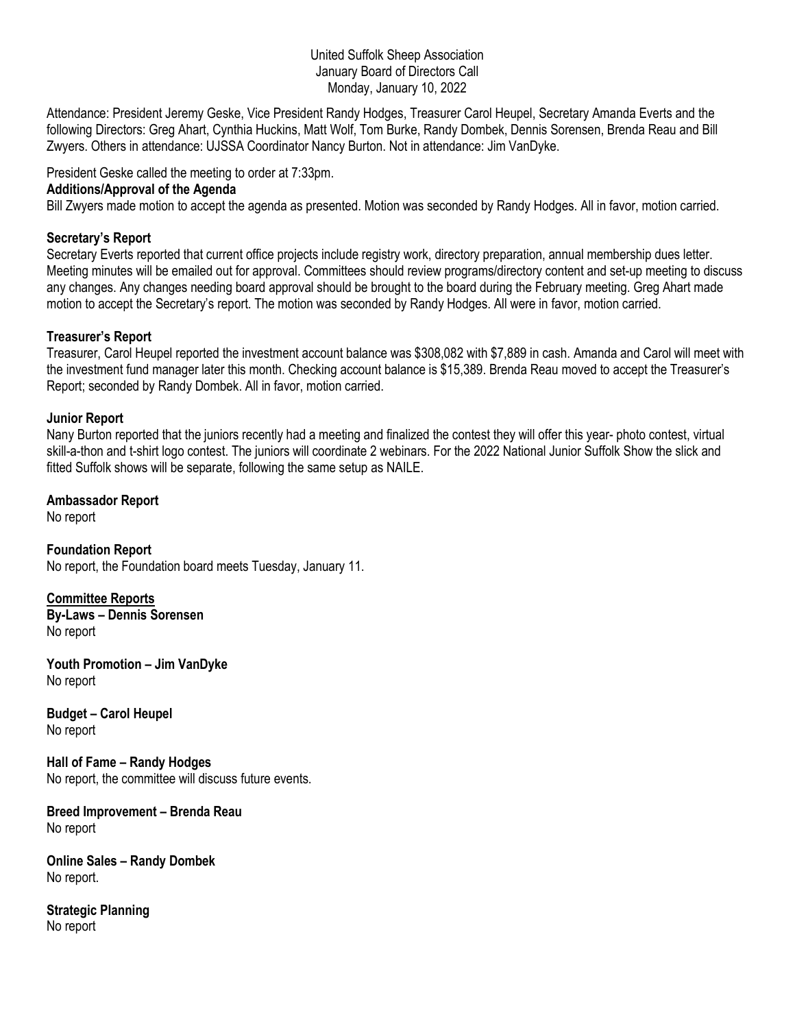United Suffolk Sheep Association
January Board of Directors Call
Monday, January 10, 2022

Attendance: President Jeremy Geske, Vice President Randy Hodges, Treasurer Carol Heupel, Secretary Amanda Everts and the following Directors: Greg Ahart, Cynthia Huckins, Matt Wolf, Tom Burke, Randy Dombek, Dennis Sorensen, Brenda Reau and Bill Zwyers. Others in attendance: UJSSA Coordinator Nancy Burton. Not in attendance: Jim VanDyke.

President Geske called the meeting to order at 7:33pm.

**Additions/Approval of the Agenda**

Bill Zwyers made motion to accept the agenda as presented. Motion was seconded by Randy Hodges. All in favor, motion carried.

**Secretary's Report**

Secretary Everts reported that current office projects include registry work, directory preparation, annual membership dues letter. Meeting minutes will be emailed out for approval. Committees should review programs/directory content and set-up meeting to discuss any changes. Any changes needing board approval should be brought to the board during the February meeting. Greg Ahart made motion to accept the Secretary's report. The motion was seconded by Randy Hodges. All were in favor, motion carried.

**Treasurer's Report**

Treasurer, Carol Heupel reported the investment account balance was $308,082 with $7,889 in cash. Amanda and Carol will meet with the investment fund manager later this month. Checking account balance is $15,389. Brenda Reau moved to accept the Treasurer's Report; seconded by Randy Dombek. All in favor, motion carried.

**Junior Report**

Nany Burton reported that the juniors recently had a meeting and finalized the contest they will offer this year- photo contest, virtual skill-a-thon and t-shirt logo contest. The juniors will coordinate 2 webinars. For the 2022 National Junior Suffolk Show the slick and fitted Suffolk shows will be separate, following the same setup as NAILE.

**Ambassador Report**

No report

**Foundation Report**

No report, the Foundation board meets Tuesday, January 11.

**Committee Reports**

**By-Laws – Dennis Sorensen**
No report

**Youth Promotion – Jim VanDyke**
No report

**Budget – Carol Heupel**
No report

**Hall of Fame – Randy Hodges**
No report, the committee will discuss future events.

**Breed Improvement – Brenda Reau**
No report

**Online Sales – Randy Dombek**
No report.

**Strategic Planning**
No report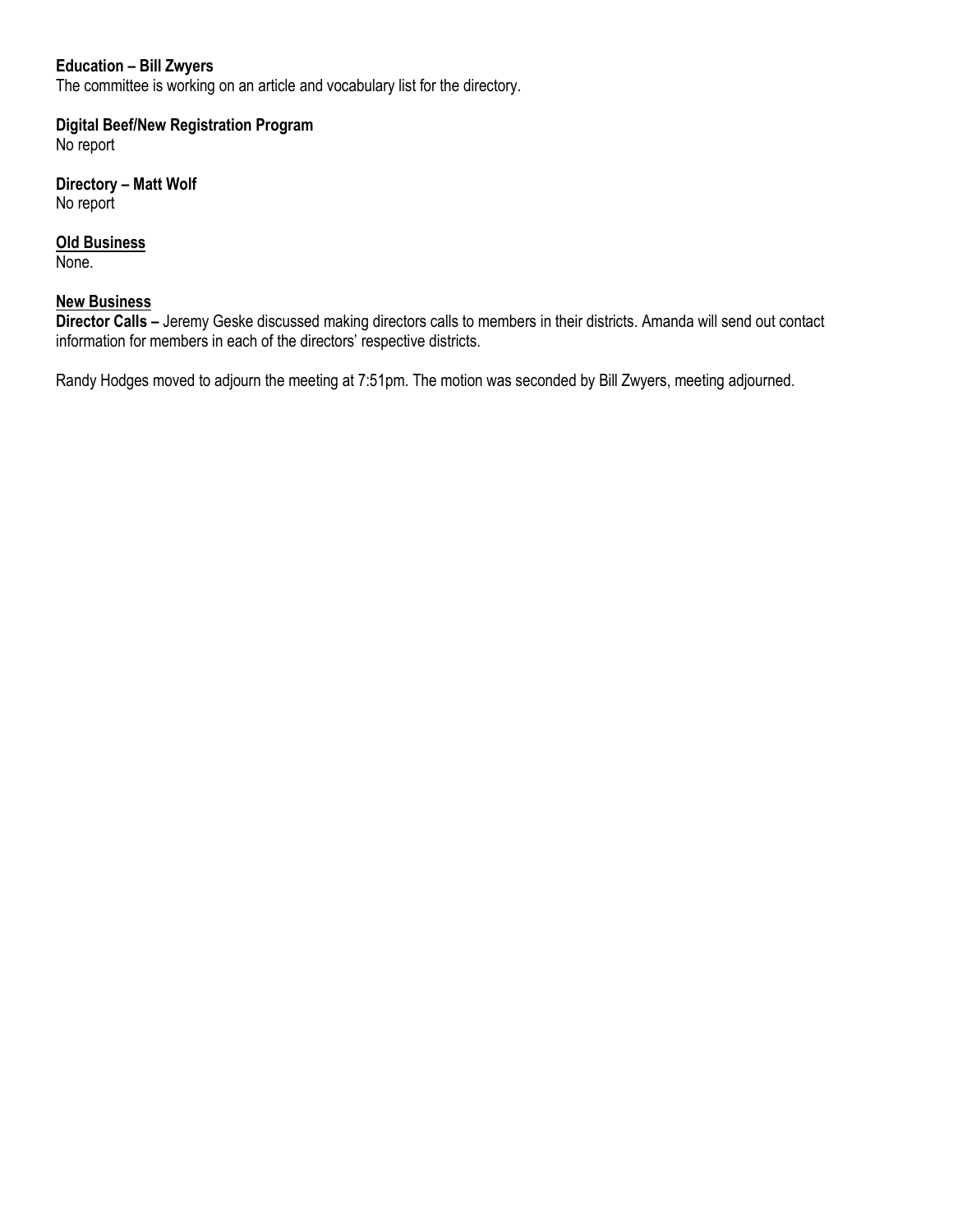**Education – Bill Zwyers**
The committee is working on an article and vocabulary list for the directory.

**Digital Beef/New Registration Program**
No report

**Directory – Matt Wolf**
No report

**Old Business**
None.

**New Business**
**Director Calls –** Jeremy Geske discussed making directors calls to members in their districts. Amanda will send out contact information for members in each of the directors' respective districts.

Randy Hodges moved to adjourn the meeting at 7:51pm. The motion was seconded by Bill Zwyers, meeting adjourned.